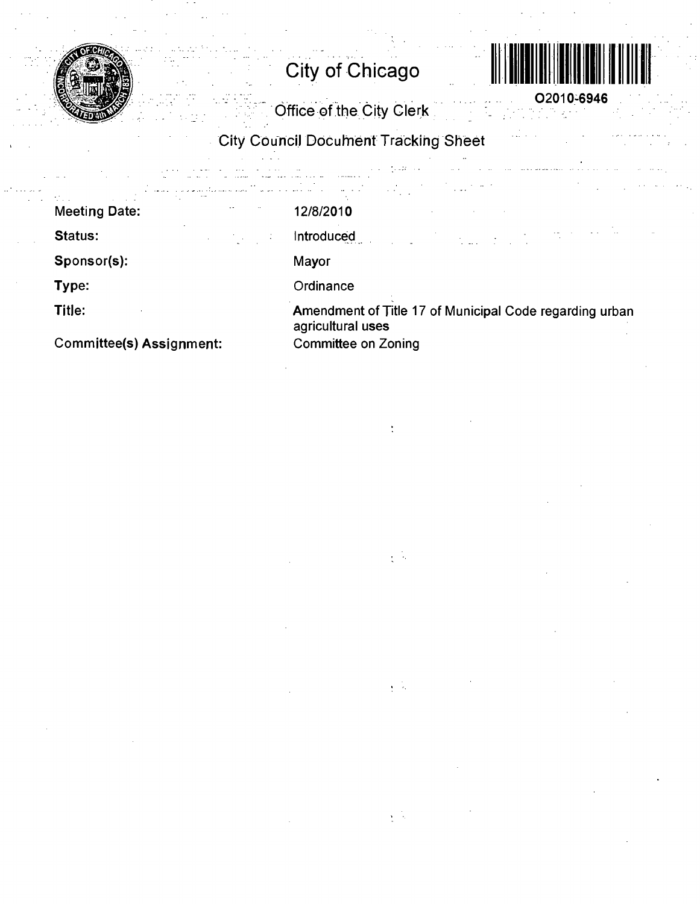# City of Chicago

O2010-6946

## Office of the City Clerk

## City Council Document Tracking Sheet

| | |
|---|---|
| **Meeting Date:** | 12/8/2010 |
| **Status:** | Introduced |
| **Sponsor(s):** | Mayor |
| **Type:** | Ordinance |
| **Title:** | Amendment of Title 17 of Municipal Code regarding urban agricultural uses |
| **Committee(s) Assignment:** | Committee on Zoning |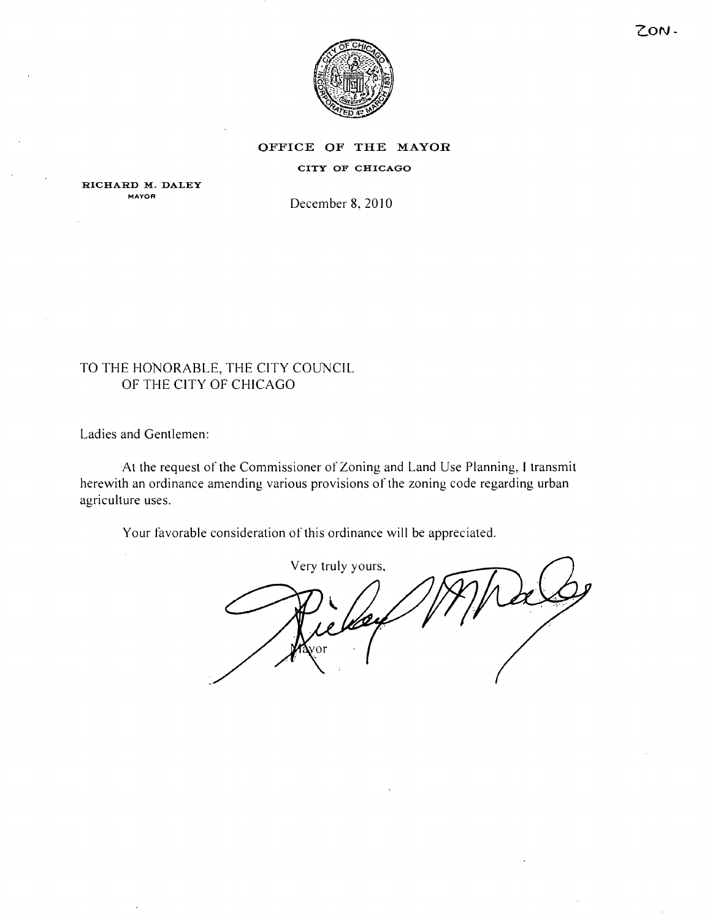ZON-

**OFFICE OF THE MAYOR**

**CITY OF CHICAGO**

**RICHARD M. DALEY**
MAYOR

December 8, 2010

TO THE HONORABLE, THE CITY COUNCIL
OF THE CITY OF CHICAGO

Ladies and Gentlemen:

At the request of the Commissioner of Zoning and Land Use Planning, I transmit herewith an ordinance amending various provisions of the zoning code regarding urban agriculture uses.

Your favorable consideration of this ordinance will be appreciated.

Very truly yours,

Mayor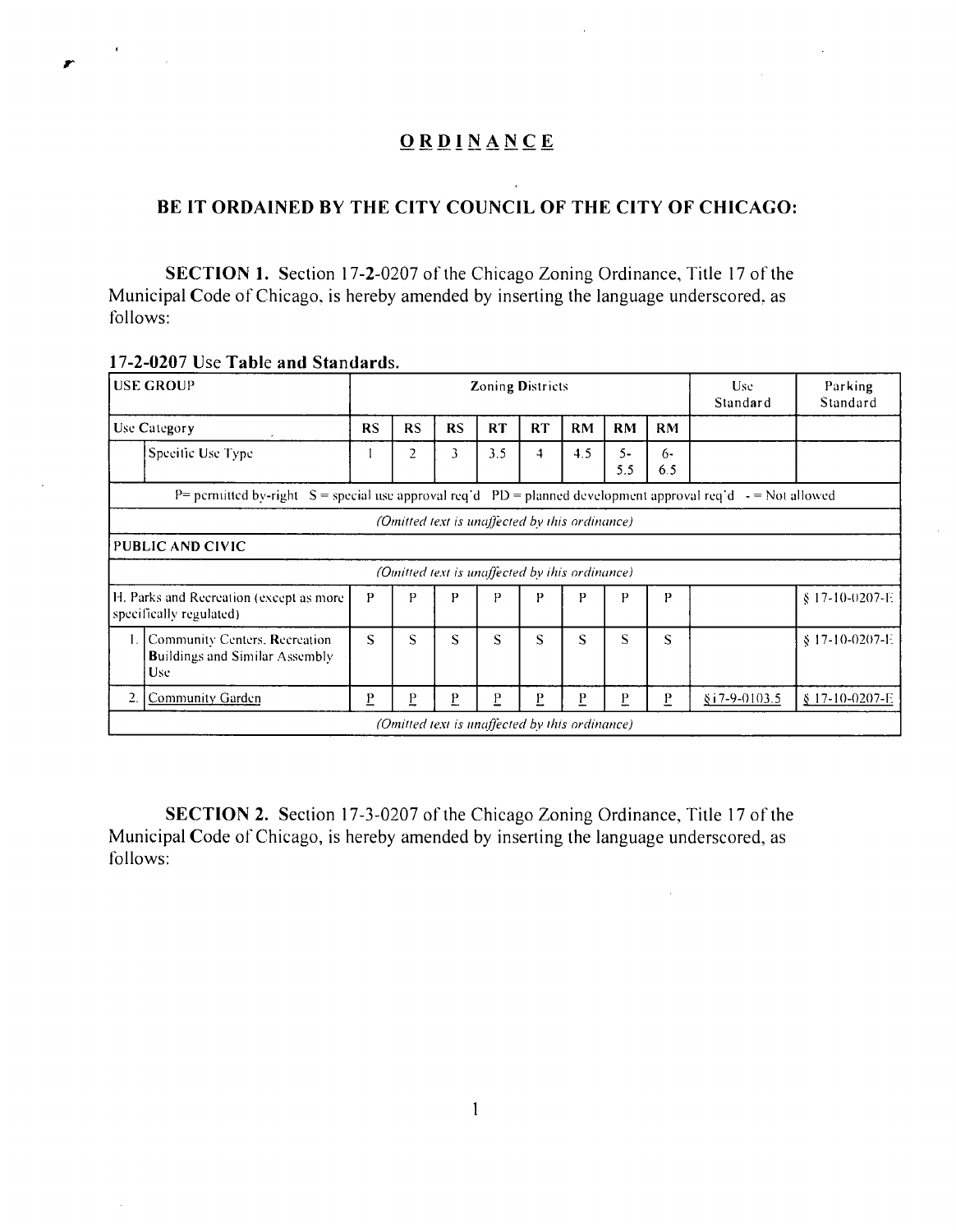# ORDINANCE

## BE IT ORDAINED BY THE CITY COUNCIL OF THE CITY OF CHICAGO:

**SECTION 1.** Section 17-2-0207 of the Chicago Zoning Ordinance, Title 17 of the Municipal Code of Chicago, is hereby amended by inserting the language underscored, as follows:

**17-2-0207 Use Table and Standards.**

| USE GROUP | | Zoning Districts | | | | | | | | Use Standard | Parking Standard |
|---|---|---|---|---|---|---|---|---|---|---|---|
| Use Category | | RS | RS | RS | RT | RT | RM | RM | RM | | |
| | Specific Use Type | 1 | 2 | 3 | 3.5 | 4 | 4.5 | 5-5.5 | 6-6.5 | | |
| P= permitted by-right S = special use approval req'd PD = planned development approval req'd - = Not allowed | | | | | | | | | | | |
| *(Omitted text is unaffected by this ordinance)* | | | | | | | | | | | |
| **PUBLIC AND CIVIC** | | | | | | | | | | | |
| *(Omitted text is unaffected by this ordinance)* | | | | | | | | | | | |
| H. Parks and Recreation (except as more specifically regulated) | | P | P | P | P | P | P | P | P | | § 17-10-0207-E |
| 1. | Community Centers, Recreation Buildings and Similar Assembly Use | S | S | S | S | S | S | S | S | | § 17-10-0207-E |
| 2. | <u>Community Garden</u> | <u>P</u> | <u>P</u> | <u>P</u> | <u>P</u> | <u>P</u> | <u>P</u> | <u>P</u> | <u>P</u> | <u>§17-9-0103.5</u> | <u>§ 17-10-0207-E</u> |
| *(Omitted text is unaffected by this ordinance)* | | | | | | | | | | | |

**SECTION 2.** Section 17-3-0207 of the Chicago Zoning Ordinance, Title 17 of the Municipal Code of Chicago, is hereby amended by inserting the language underscored, as follows: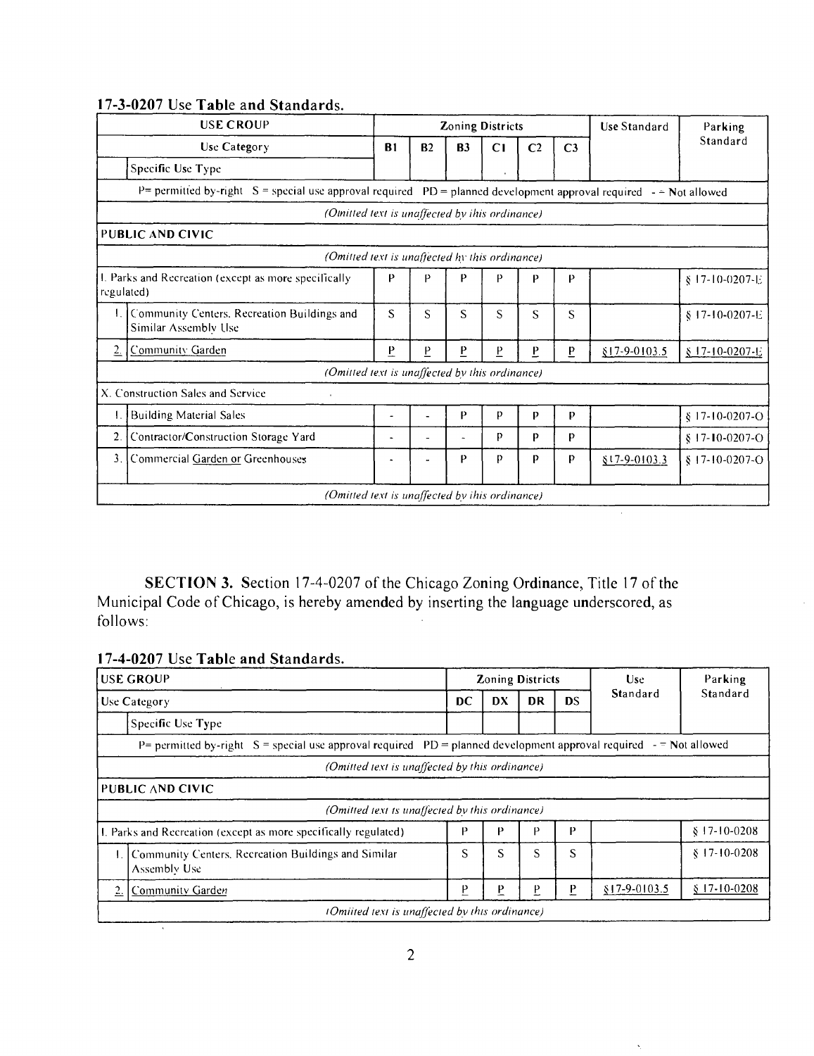### 17-3-0207 Use Table and Standards.

| USE CROUP | | Zoning Districts | | | | | | Use Standard | Parking Standard |
|---|---|---|---|---|---|---|---|---|---|
| Use Category | | B1 | B2 | B3 | C1 | C2 | C3 | | |
| | Specific Use Type | | | | | | | | |
| P= permitted by-right S = special use approval required PD = planned development approval required - = Not allowed | | | | | | | | | |
| *(Omitted text is unaffected by this ordinance)* | | | | | | | | | |
| **PUBLIC AND CIVIC** | | | | | | | | | |
| *(Omitted text is unaffected by this ordinance)* | | | | | | | | | |
| I. Parks and Recreation (except as more specifically regulated) | | P | P | P | P | P | P | | § 17-10-0207-E |
| 1. | Community Centers, Recreation Buildings and Similar Assembly Use | S | S | S | S | S | S | | § 17-10-0207-E |
| 2. | Community Garden | P | P | P | P | P | P | §17-9-0103.5 | § 17-10-0207-E |
| *(Omitted text is unaffected by this ordinance)* | | | | | | | | | |
| X. Construction Sales and Service | | | | | | | | | |
| 1. | Building Material Sales | - | - | P | P | P | P | | § 17-10-0207-O |
| 2. | Contractor/Construction Storage Yard | - | - | - | P | P | P | | § 17-10-0207-O |
| 3. | Commercial Garden or Greenhouses | - | - | P | P | P | P | §17-9-0103.3 | § 17-10-0207-O |
| *(Omitted text is unaffected by this ordinance)* | | | | | | | | | |

**SECTION 3.** Section 17-4-0207 of the Chicago Zoning Ordinance, Title 17 of the Municipal Code of Chicago, is hereby amended by inserting the language underscored, as follows:

### 17-4-0207 Use Table and Standards.

| USE GROUP | | Zoning Districts | | | | Use Standard | Parking Standard |
|---|---|---|---|---|---|---|---|
| Use Category | | DC | DX | DR | DS | | |
| | Specific Use Type | | | | | | |
| P= permitted by-right S = special use approval required PD = planned development approval required - = Not allowed | | | | | | | |
| *(Omitted text is unaffected by this ordinance)* | | | | | | | |
| **PUBLIC AND CIVIC** | | | | | | | |
| *(Omitted text is unaffected by this ordinance)* | | | | | | | |
| I. Parks and Recreation (except as more specifically regulated) | | P | P | P | P | | § 17-10-0208 |
| 1. | Community Centers, Recreation Buildings and Similar Assembly Use | S | S | S | S | | § 17-10-0208 |
| 2. | Community Garden | P | P | P | P | §17-9-0103.5 | § 17-10-0208 |
| *(Omitted text is unaffected by this ordinance)* | | | | | | | |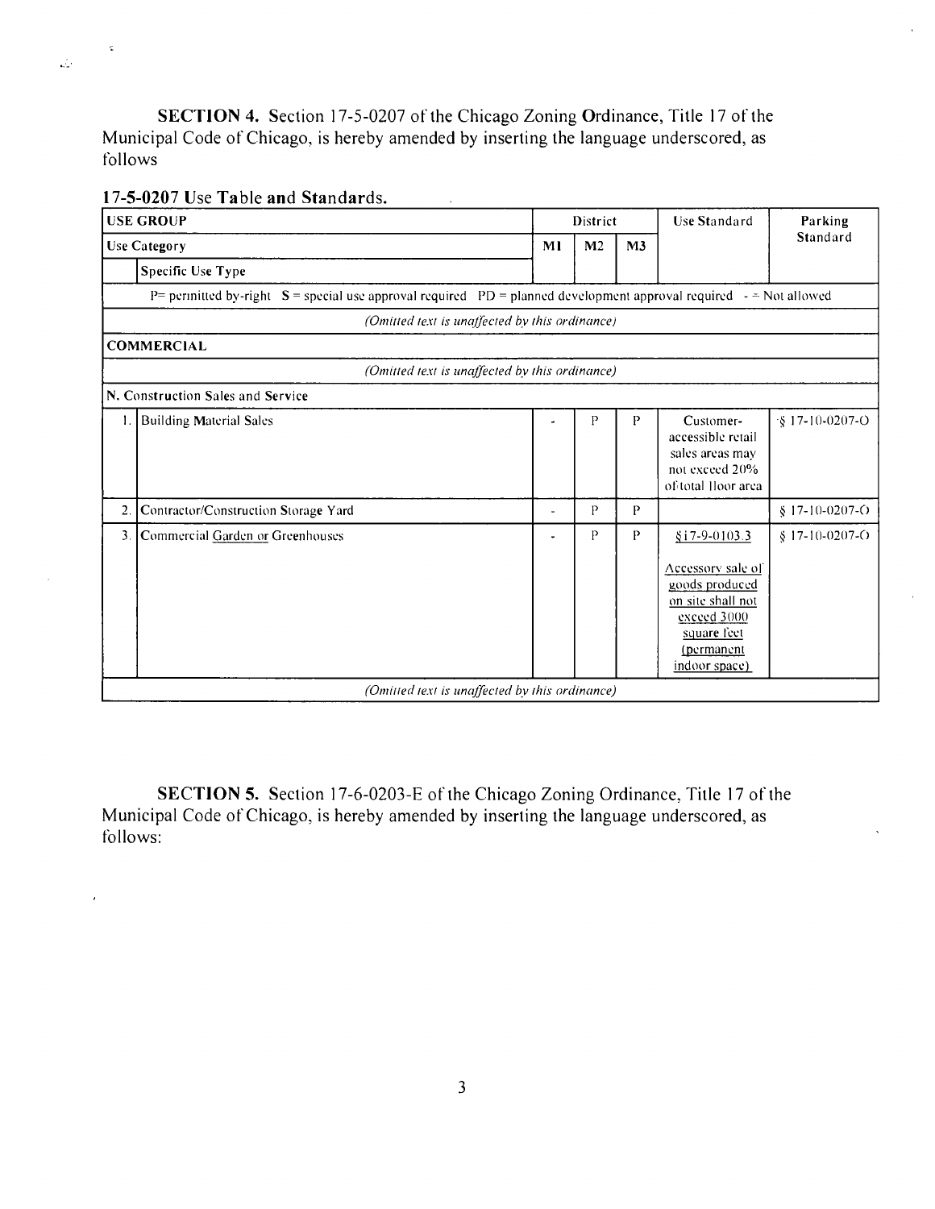**SECTION 4.** Section 17-5-0207 of the Chicago Zoning Ordinance, Title 17 of the Municipal Code of Chicago, is hereby amended by inserting the language underscored, as follows

**17-5-0207 Use Table and Standards.**

| USE GROUP | | District | | | Use Standard | Parking Standard |
|---|---|---|---|---|---|---|
| Use Category | | M1 | M2 | M3 | | |
| | Specific Use Type | | | | | |
| P= permitted by-right S = special use approval required PD = planned development approval required - = Not allowed | | | | | | |
| *(Omitted text is unaffected by this ordinance)* | | | | | | |
| **COMMERCIAL** | | | | | | |
| *(Omitted text is unaffected by this ordinance)* | | | | | | |
| N. Construction Sales and Service | | | | | | |
| 1. | Building Material Sales | - | P | P | Customer-accessible retail sales areas may not exceed 20% of total floor area | § 17-10-0207-O |
| 2. | Contractor/Construction Storage Yard | - | P | P | | § 17-10-0207-O |
| 3. | Commercial <u>Garden or</u> Greenhouses | - | P | P | <u>§17-9-0103.3</u> <u>Accessory sale of goods produced on site shall not exceed 3000 square feet (permanent indoor space)</u> | § 17-10-0207-O |
| *(Omitted text is unaffected by this ordinance)* | | | | | | |

**SECTION 5.** Section 17-6-0203-E of the Chicago Zoning Ordinance, Title 17 of the Municipal Code of Chicago, is hereby amended by inserting the language underscored, as follows: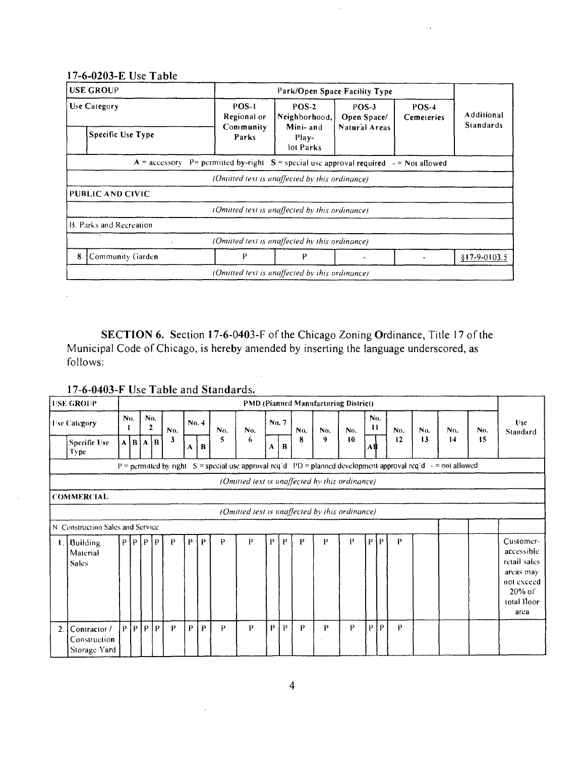### 17-6-0203-E Use Table

| USE GROUP | | Park/Open Space Facility Type | | | | |
|---|---|---|---|---|---|---|
| Use Category | | POS-1 Regional or Community Parks | POS-2 Neighborhood, Mini- and Play-lot Parks | POS-3 Open Space/ Natural Areas | POS-4 Cemeteries | Additional Standards |
| | Specific Use Type | | | | | |
| A = accessory P= permitted by-right S = special use approval required - = Not allowed | | | | | | |
| *(Omitted text is unaffected by this ordinance)* | | | | | | |
| PUBLIC AND CIVIC | | | | | | |
| *(Omitted text is unaffected by this ordinance)* | | | | | | |
| B. Parks and Recreation | | | | | | |
| *(Omitted text is unaffected by this ordinance)* | | | | | | |
| 8. | Community Garden | P | P | - | - | §17-9-0103.5 |
| *(Omitted text is unaffected by this ordinance)* | | | | | | |

**SECTION 6.** Section 17-6-0403-F of the Chicago Zoning Ordinance, Title 17 of the Municipal Code of Chicago, is hereby amended by inserting the language underscored, as follows:

### 17-6-0403-F Use Table and Standards.

| USE GROUP | | PMD (Planned Manufacturing District) | | | | | | | | | | | | | | | | | | | | | Use Standard |
|---|---|---|---|---|---|---|---|---|---|---|---|---|---|---|---|---|---|---|---|---|---|---|---|
| Use Category | | No. 1 | | No. 2 | | No. 3 | No. 4 | | No. 5 | No. 6 | No. 7 | | No. 8 | No. 9 | No. 10 | No. 11 | | No. 12 | No. 13 | No. 14 | No. 15 | | |
| | Specific Use Type | A | B | A | B | | A | B | | | A | B | | | | A | B | | | | | | |
| P = permitted by right S = special use approval req'd PD = planned development approval req'd - = not allowed | | | | | | | | | | | | | | | | | | | | | | | |
| *(Omitted text is unaffected by this ordinance)* | | | | | | | | | | | | | | | | | | | | | | | |
| COMMERCIAL | | | | | | | | | | | | | | | | | | | | | | | |
| *(Omitted text is unaffected by this ordinance)* | | | | | | | | | | | | | | | | | | | | | | | |
| N. Construction Sales and Service | | | | | | | | | | | | | | | | | | | | | | | |
| 1. | Building Material Sales | P | P | P | P | P | P | P | P | P | P | P | P | P | P | P | P | P | | | | | Customer-accessible retail sales areas may not exceed 20% of total floor area |
| 2. | Contractor / Construction Storage Yard | P | P | P | P | P | P | P | P | P | P | P | P | P | P | P | P | P | | | | | |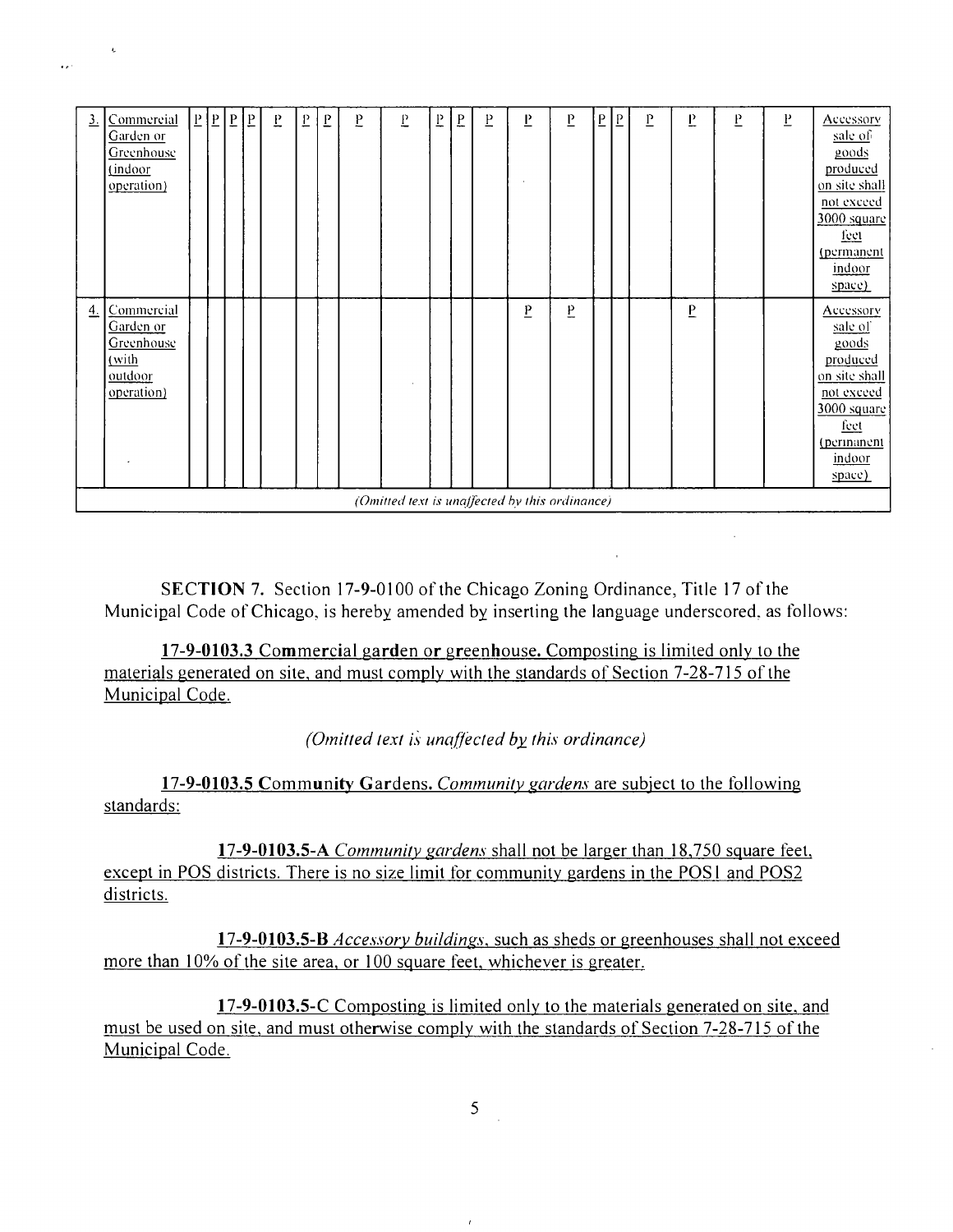| | | | | | | | | | | | | | | | | | | | | | | |
|---|---|---|---|---|---|---|---|---|---|---|---|---|---|---|---|---|---|---|---|---|---|---|
| 3. | Commercial Garden or Greenhouse (indoor operation) | P | P | P | P | P | P | P | P | P | P | P | P | P | P | P | P | P | P | P | P | Accessory sale of goods produced on site shall not exceed 3000 square feet (permanent indoor space) |
| 4. | Commercial Garden or Greenhouse (with outdoor operation) | | | | | | | | | | | | | P | P | | | | P | | | Accessory sale of goods produced on site shall not exceed 3000 square feet (permanent indoor space) |
| *(Omitted text is unaffected by this ordinance)* | | | | | | | | | | | | | | | | | | | | | | |

SECTION 7. Section 17-9-0100 of the Chicago Zoning Ordinance, Title 17 of the Municipal Code of Chicago, is hereby amended by inserting the language underscored, as follows:

**17-9-0103.3 Commercial garden or greenhouse.** Composting is limited only to the materials generated on site, and must comply with the standards of Section 7-28-715 of the Municipal Code.

*(Omitted text is unaffected by this ordinance)*

**17-9-0103.5 Community Gardens.** *Community gardens* are subject to the following standards:

**17-9-0103.5-A** *Community gardens* shall not be larger than 18,750 square feet, except in POS districts. There is no size limit for community gardens in the POS1 and POS2 districts.

**17-9-0103.5-B** *Accessory buildings*, such as sheds or greenhouses shall not exceed more than 10% of the site area, or 100 square feet, whichever is greater.

**17-9-0103.5-C** Composting is limited only to the materials generated on site, and must be used on site, and must otherwise comply with the standards of Section 7-28-715 of the Municipal Code.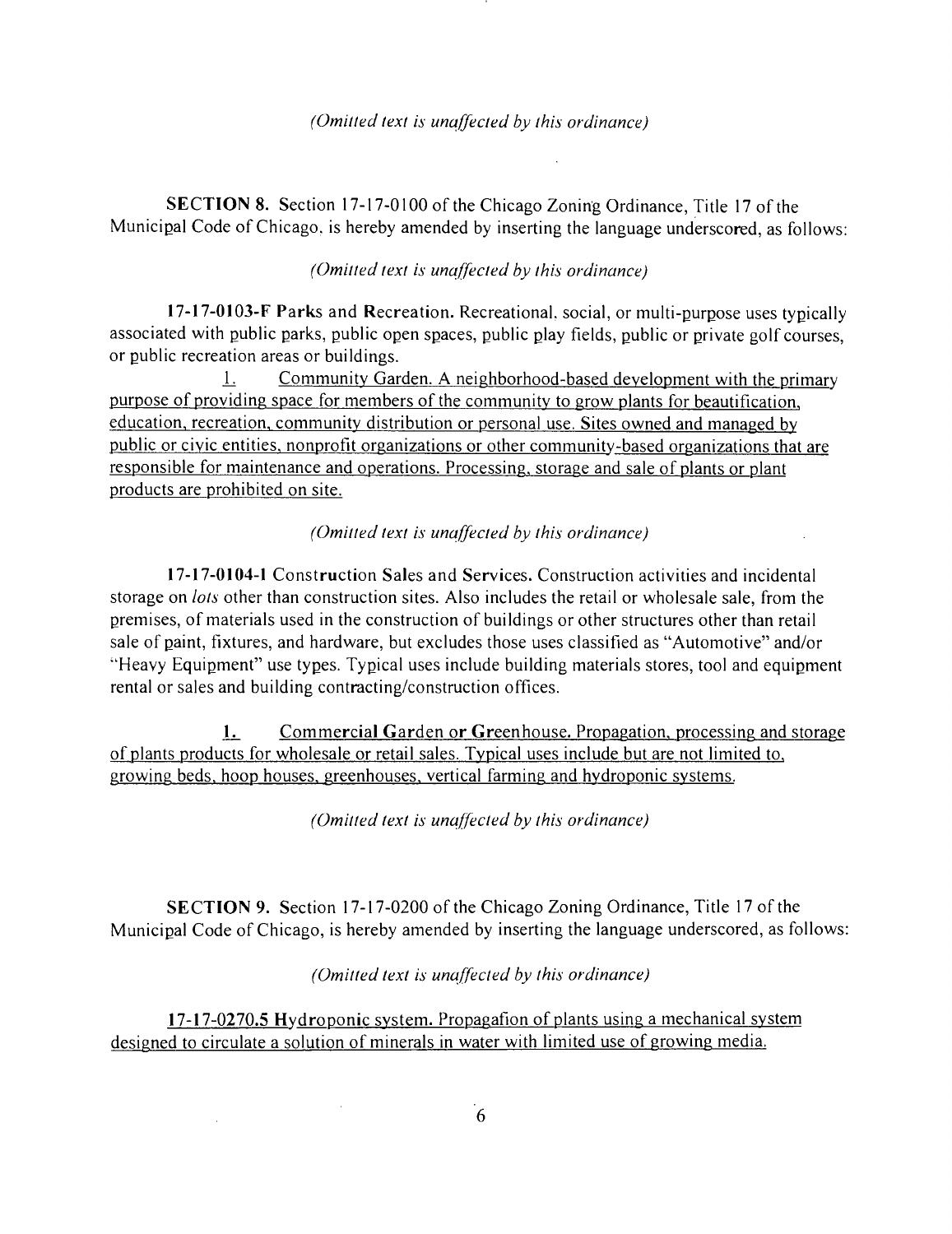*(Omitted text is unaffected by this ordinance)*

**SECTION 8.** Section 17-17-0100 of the Chicago Zoning Ordinance, Title 17 of the Municipal Code of Chicago, is hereby amended by inserting the language underscored, as follows:

*(Omitted text is unaffected by this ordinance)*

**17-17-0103-F Parks and Recreation.** Recreational, social, or multi-purpose uses typically associated with public parks, public open spaces, public play fields, public or private golf courses, or public recreation areas or buildings.

<u>1. Community Garden. A neighborhood-based development with the primary purpose of providing space for members of the community to grow plants for beautification, education, recreation, community distribution or personal use. Sites owned and managed by public or civic entities, nonprofit organizations or other community-based organizations that are responsible for maintenance and operations. Processing, storage and sale of plants or plant products are prohibited on site.</u>

*(Omitted text is unaffected by this ordinance)*

**17-17-0104-I Construction Sales and Services.** Construction activities and incidental storage on *lots* other than construction sites. Also includes the retail or wholesale sale, from the premises, of materials used in the construction of buildings or other structures other than retail sale of paint, fixtures, and hardware, but excludes those uses classified as "Automotive" and/or "Heavy Equipment" use types. Typical uses include building materials stores, tool and equipment rental or sales and building contracting/construction offices.

<u>1. **Commercial Garden or Greenhouse.** Propagation, processing and storage of plants products for wholesale or retail sales. Typical uses include but are not limited to, growing beds, hoop houses, greenhouses, vertical farming and hydroponic systems.</u>

*(Omitted text is unaffected by this ordinance)*

**SECTION 9.** Section 17-17-0200 of the Chicago Zoning Ordinance, Title 17 of the Municipal Code of Chicago, is hereby amended by inserting the language underscored, as follows:

*(Omitted text is unaffected by this ordinance)*

<u>**17-17-0270.5 Hydroponic system.** Propagation of plants using a mechanical system designed to circulate a solution of minerals in water with limited use of growing media.</u>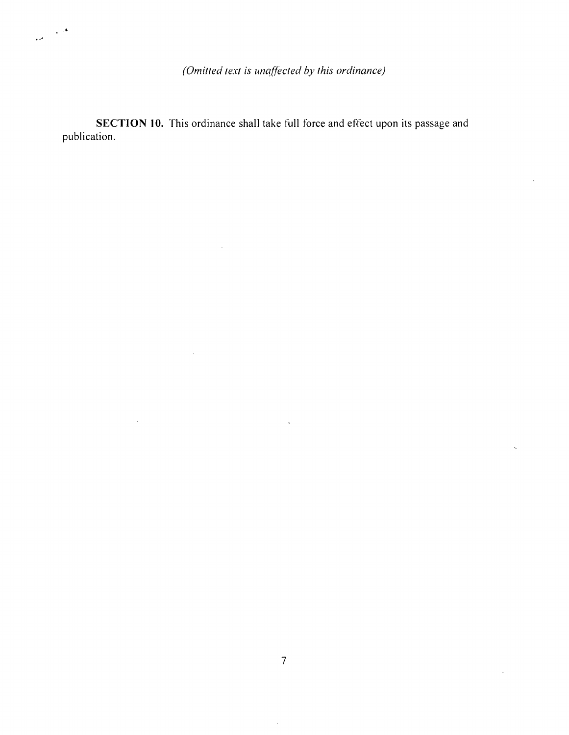*(Omitted text is unaffected by this ordinance)*

**SECTION 10.** This ordinance shall take full force and effect upon its passage and publication.